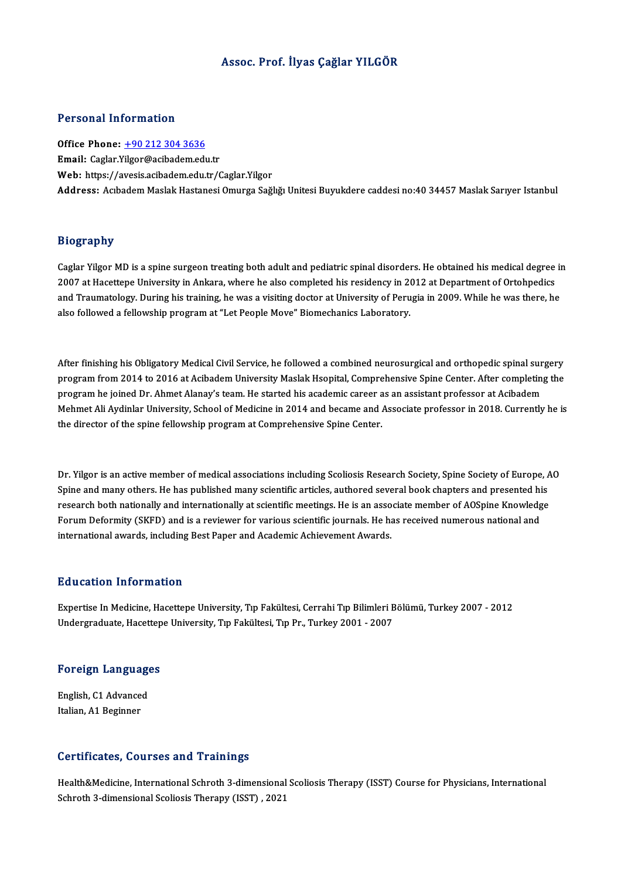# Assoc. Prof. İlyas Çağlar YILGÖR

## Personal Information

**Office Phone:** +90 212 304 3636
**Email:** Caglar.Yilgor@acibadem.edu.tr
**Web:** https://avesis.acibadem.edu.tr/Caglar.Yilgor
**Address:** Acıbadem Maslak Hastanesi Omurga Sağlığı Unitesi Buyukdere caddesi no:40 34457 Maslak Sarıyer Istanbul

## Biography

Caglar Yilgor MD is a spine surgeon treating both adult and pediatric spinal disorders. He obtained his medical degree in 2007 at Hacettepe University in Ankara, where he also completed his residency in 2012 at Department of Ortohpedics and Traumatology. During his training, he was a visiting doctor at University of Perugia in 2009. While he was there, he also followed a fellowship program at "Let People Move" Biomechanics Laboratory.

After finishing his Obligatory Medical Civil Service, he followed a combined neurosurgical and orthopedic spinal surgery program from 2014 to 2016 at Acibadem University Maslak Hsopital, Comprehensive Spine Center. After completing the program he joined Dr. Ahmet Alanay's team. He started his academic career as an assistant professor at Acibadem Mehmet Ali Aydinlar University, School of Medicine in 2014 and became and Associate professor in 2018. Currently he is the director of the spine fellowship program at Comprehensive Spine Center.

Dr. Yilgor is an active member of medical associations including Scoliosis Research Society, Spine Society of Europe, AO Spine and many others. He has published many scientific articles, authored several book chapters and presented his research both nationally and internationally at scientific meetings. He is an associate member of AOSpine Knowledge Forum Deformity (SKFD) and is a reviewer for various scientific journals. He has received numerous national and international awards, including Best Paper and Academic Achievement Awards.

## Education Information

Expertise In Medicine, Hacettepe University, Tıp Fakültesi, Cerrahi Tıp Bilimleri Bölümü, Turkey 2007 - 2012
Undergraduate, Hacettepe University, Tıp Fakültesi, Tıp Pr., Turkey 2001 - 2007

## Foreign Languages

English, C1 Advanced
Italian, A1 Beginner

## Certificates, Courses and Trainings

Health&Medicine, International Schroth 3-dimensional Scoliosis Therapy (ISST) Course for Physicians, International Schroth 3-dimensional Scoliosis Therapy (ISST) , 2021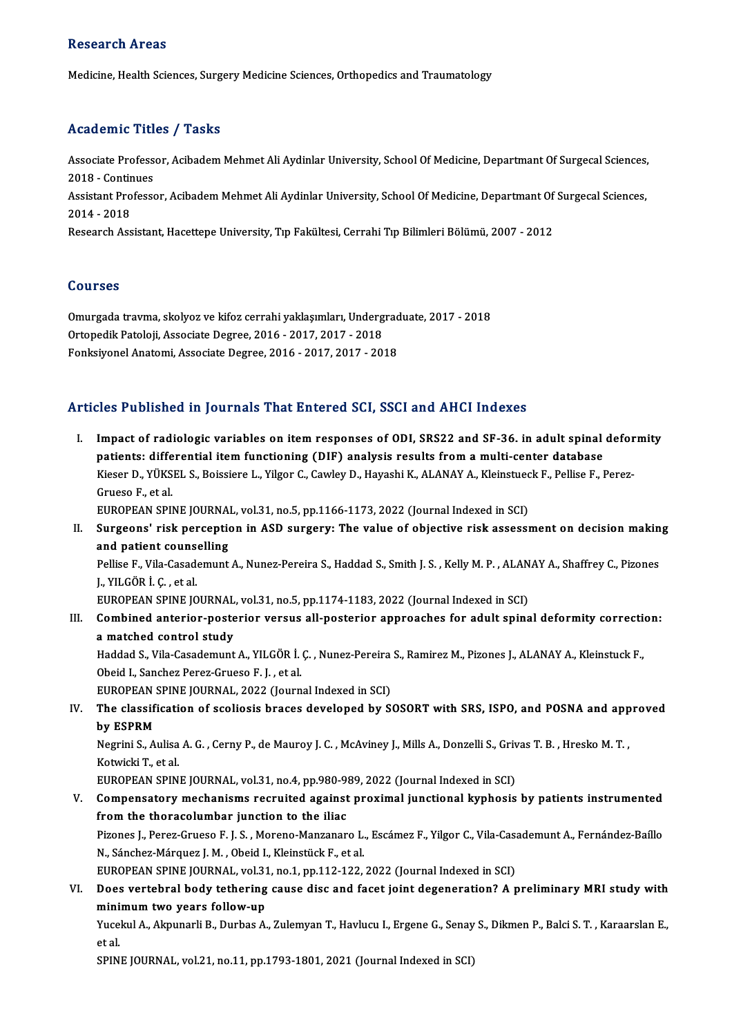## Research Areas

Medicine, Health Sciences, Surgery Medicine Sciences, Orthopedics and Traumatology

## Academic Titles / Tasks

Associate Professor, Acibadem Mehmet Ali Aydinlar University, School Of Medicine, Departmant Of Surgecal Sciences, 2018 - Continues

Assistant Professor, Acibadem Mehmet Ali Aydinlar University, School Of Medicine, Departmant Of Surgecal Sciences, 2014 - 2018

Research Assistant, Hacettepe University, Tıp Fakültesi, Cerrahi Tıp Bilimleri Bölümü, 2007 - 2012

## Courses

Omurgada travma, skolyoz ve kifoz cerrahi yaklaşımları, Undergraduate, 2017 - 2018

Ortopedik Patoloji, Associate Degree, 2016 - 2017, 2017 - 2018

Fonksiyonel Anatomi, Associate Degree, 2016 - 2017, 2017 - 2018

## Articles Published in Journals That Entered SCI, SSCI and AHCI Indexes

I. **Impact of radiologic variables on item responses of ODI, SRS22 and SF-36. in adult spinal deformity patients: differential item functioning (DIF) analysis results from a multi-center database**
Kieser D., YÜKSEL S., Boissiere L., Yilgor C., Cawley D., Hayashi K., ALANAY A., Kleinstueck F., Pellise F., Perez-Grueso F., et al.
EUROPEAN SPINE JOURNAL, vol.31, no.5, pp.1166-1173, 2022 (Journal Indexed in SCI)

II. **Surgeons' risk perception in ASD surgery: The value of objective risk assessment on decision making and patient counselling**
Pellise F., Vila-Casademunt A., Nunez-Pereira S., Haddad S., Smith J. S. , Kelly M. P. , ALANAY A., Shaffrey C., Pizones J., YILGÖR İ. Ç. , et al.
EUROPEAN SPINE JOURNAL, vol.31, no.5, pp.1174-1183, 2022 (Journal Indexed in SCI)

III. **Combined anterior-posterior versus all-posterior approaches for adult spinal deformity correction: a matched control study**
Haddad S., Vila-Casademunt A., YILGÖR İ. Ç. , Nunez-Pereira S., Ramirez M., Pizones J., ALANAY A., Kleinstuck F., Obeid I., Sanchez Perez-Grueso F. J. , et al.
EUROPEAN SPINE JOURNAL, 2022 (Journal Indexed in SCI)

IV. **The classification of scoliosis braces developed by SOSORT with SRS, ISPO, and POSNA and approved by ESPRM**
Negrini S., Aulisa A. G. , Cerny P., de Mauroy J. C. , McAviney J., Mills A., Donzelli S., Grivas T. B. , Hresko M. T. , Kotwicki T., et al.
EUROPEAN SPINE JOURNAL, vol.31, no.4, pp.980-989, 2022 (Journal Indexed in SCI)

V. **Compensatory mechanisms recruited against proximal junctional kyphosis by patients instrumented from the thoracolumbar junction to the iliac**
Pizones J., Perez-Grueso F. J. S. , Moreno-Manzanaro L., Escámez F., Yilgor C., Vila-Casademunt A., Fernández-Baíllo N., Sánchez-Márquez J. M. , Obeid I., Kleinstück F., et al.
EUROPEAN SPINE JOURNAL, vol.31, no.1, pp.112-122, 2022 (Journal Indexed in SCI)

VI. **Does vertebral body tethering cause disc and facet joint degeneration? A preliminary MRI study with minimum two years follow-up**
Yucekul A., Akpunarli B., Durbas A., Zulemyan T., Havlucu I., Ergene G., Senay S., Dikmen P., Balci S. T. , Karaarslan E., et al.
SPINE JOURNAL, vol.21, no.11, pp.1793-1801, 2021 (Journal Indexed in SCI)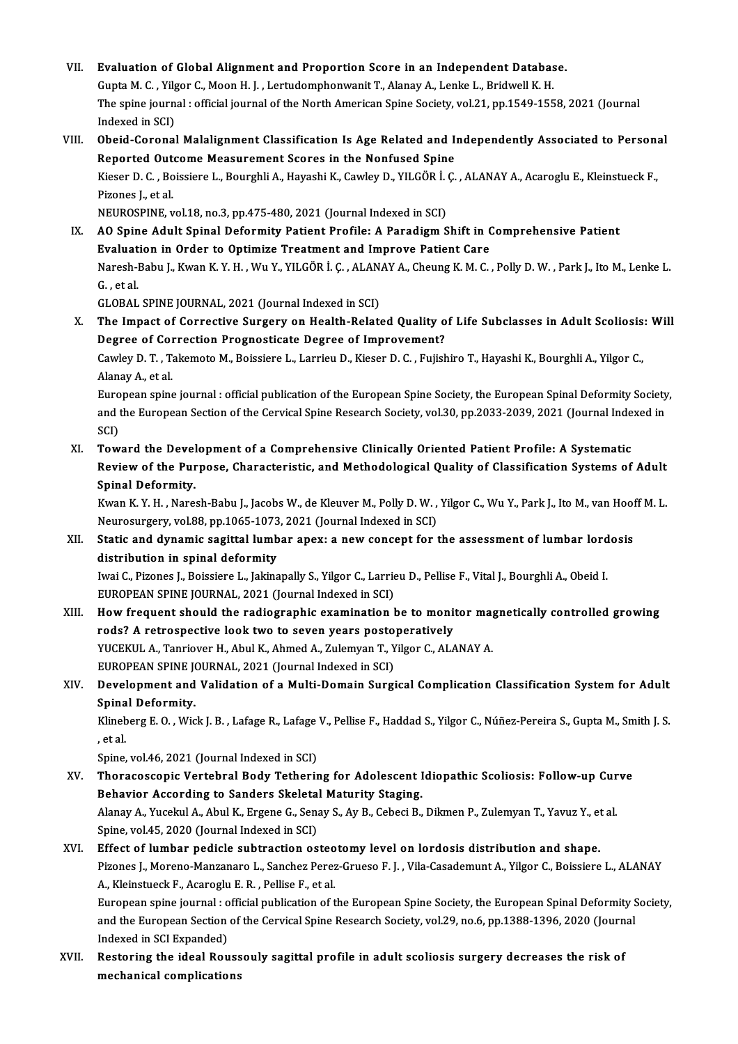VII. **Evaluation of Global Alignment and Proportion Score in an Independent Database.**
Gupta M. C. , Yilgor C., Moon H. J. , Lertudomphonwanit T., Alanay A., Lenke L., Bridwell K. H.
The spine journal : official journal of the North American Spine Society, vol.21, pp.1549-1558, 2021 (Journal Indexed in SCI)

VIII. **Obeid-Coronal Malalignment Classification Is Age Related and Independently Associated to Personal Reported Outcome Measurement Scores in the Nonfused Spine**
Kieser D. C. , Boissiere L., Bourghli A., Hayashi K., Cawley D., YILGÖR İ. Ç. , ALANAY A., Acaroglu E., Kleinstueck F., Pizones J., et al.
NEUROSPINE, vol.18, no.3, pp.475-480, 2021 (Journal Indexed in SCI)

IX. **AO Spine Adult Spinal Deformity Patient Profile: A Paradigm Shift in Comprehensive Patient Evaluation in Order to Optimize Treatment and Improve Patient Care**
Naresh-Babu J., Kwan K. Y. H. , Wu Y., YILGÖR İ. Ç. , ALANAY A., Cheung K. M. C. , Polly D. W. , Park J., Ito M., Lenke L. G. , et al.
GLOBAL SPINE JOURNAL, 2021 (Journal Indexed in SCI)

X. **The Impact of Corrective Surgery on Health-Related Quality of Life Subclasses in Adult Scoliosis: Will Degree of Correction Prognosticate Degree of Improvement?**
Cawley D. T. , Takemoto M., Boissiere L., Larrieu D., Kieser D. C. , Fujishiro T., Hayashi K., Bourghli A., Yilgor C., Alanay A., et al.
European spine journal : official publication of the European Spine Society, the European Spinal Deformity Society, and the European Section of the Cervical Spine Research Society, vol.30, pp.2033-2039, 2021 (Journal Indexed in SCI)

XI. **Toward the Development of a Comprehensive Clinically Oriented Patient Profile: A Systematic Review of the Purpose, Characteristic, and Methodological Quality of Classification Systems of Adult Spinal Deformity.**
Kwan K. Y. H. , Naresh-Babu J., Jacobs W., de Kleuver M., Polly D. W. , Yilgor C., Wu Y., Park J., Ito M., van Hooff M. L.
Neurosurgery, vol.88, pp.1065-1073, 2021 (Journal Indexed in SCI)

XII. **Static and dynamic sagittal lumbar apex: a new concept for the assessment of lumbar lordosis distribution in spinal deformity**
Iwai C., Pizones J., Boissiere L., Jakinapally S., Yilgor C., Larrieu D., Pellise F., Vital J., Bourghli A., Obeid I.
EUROPEAN SPINE JOURNAL, 2021 (Journal Indexed in SCI)

XIII. **How frequent should the radiographic examination be to monitor magnetically controlled growing rods? A retrospective look two to seven years postoperatively**
YUCEKUL A., Tanriover H., Abul K., Ahmed A., Zulemyan T., Yilgor C., ALANAY A.
EUROPEAN SPINE JOURNAL, 2021 (Journal Indexed in SCI)

XIV. **Development and Validation of a Multi-Domain Surgical Complication Classification System for Adult Spinal Deformity.**
Klineberg E. O. , Wick J. B. , Lafage R., Lafage V., Pellise F., Haddad S., Yilgor C., Núñez-Pereira S., Gupta M., Smith J. S. , et al.
Spine, vol.46, 2021 (Journal Indexed in SCI)

XV. **Thoracoscopic Vertebral Body Tethering for Adolescent Idiopathic Scoliosis: Follow-up Curve Behavior According to Sanders Skeletal Maturity Staging.**
Alanay A., Yucekul A., Abul K., Ergene G., Senay S., Ay B., Cebeci B., Dikmen P., Zulemyan T., Yavuz Y., et al.
Spine, vol.45, 2020 (Journal Indexed in SCI)

XVI. **Effect of lumbar pedicle subtraction osteotomy level on lordosis distribution and shape.**
Pizones J., Moreno-Manzanaro L., Sanchez Perez-Grueso F. J. , Vila-Casademunt A., Yilgor C., Boissiere L., ALANAY A., Kleinstueck F., Acaroglu E. R. , Pellise F., et al.
European spine journal : official publication of the European Spine Society, the European Spinal Deformity Society, and the European Section of the Cervical Spine Research Society, vol.29, no.6, pp.1388-1396, 2020 (Journal Indexed in SCI Expanded)

XVII. **Restoring the ideal Roussouly sagittal profile in adult scoliosis surgery decreases the risk of mechanical complications**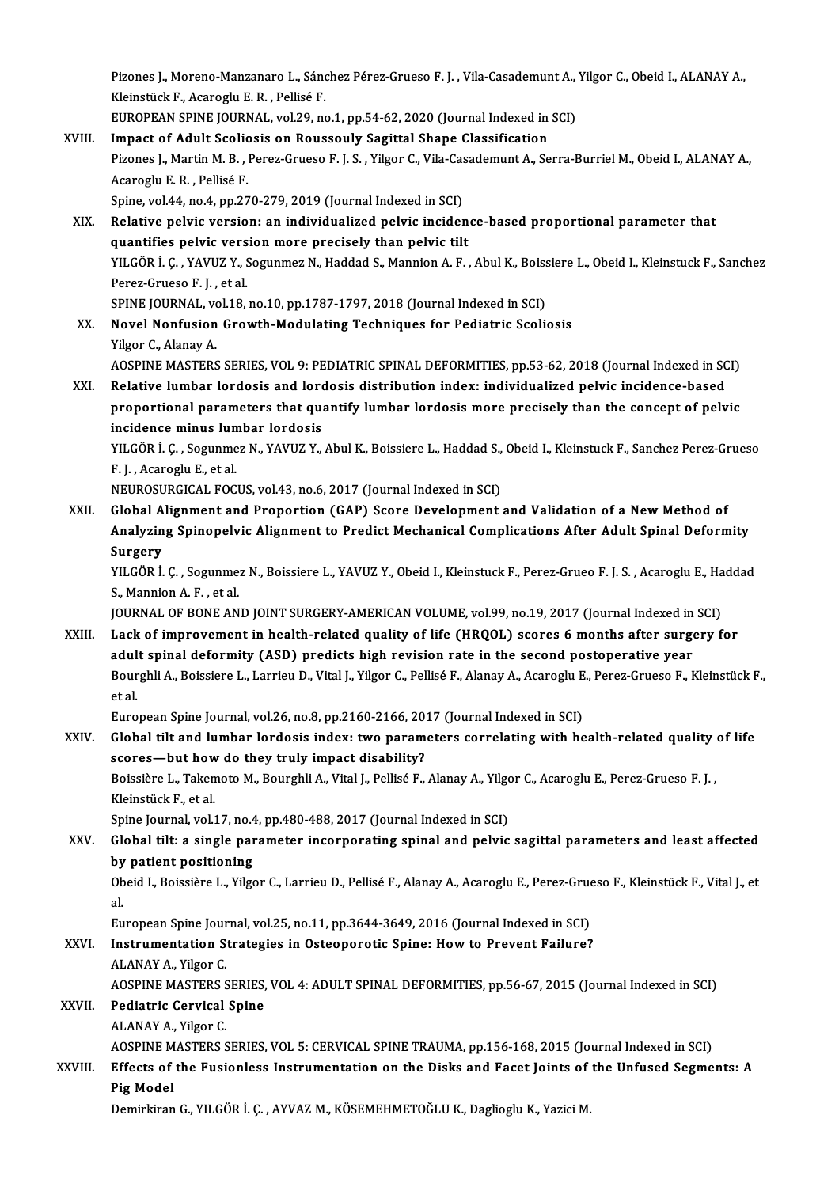Pizones J., Moreno-Manzanaro L., Sánchez Pérez-Grueso F. J. , Vila-Casademunt A., Yilgor C., Obeid I., ALANAY A., Kleinstück F., Acaroglu E. R. , Pellisé F.
EUROPEAN SPINE JOURNAL, vol.29, no.1, pp.54-62, 2020 (Journal Indexed in SCI)

XVIII. **Impact of Adult Scoliosis on Roussouly Sagittal Shape Classification**
Pizones J., Martin M. B. , Perez-Grueso F. J. S. , Yilgor C., Vila-Casademunt A., Serra-Burriel M., Obeid I., ALANAY A., Acaroglu E. R. , Pellisé F.
Spine, vol.44, no.4, pp.270-279, 2019 (Journal Indexed in SCI)

XIX. **Relative pelvic version: an individualized pelvic incidence-based proportional parameter that quantifies pelvic version more precisely than pelvic tilt**
YILGÖR İ. Ç. , YAVUZ Y., Sogunmez N., Haddad S., Mannion A. F. , Abul K., Boissiere L., Obeid I., Kleinstuck F., Sanchez Perez-Grueso F. J. , et al.
SPINE JOURNAL, vol.18, no.10, pp.1787-1797, 2018 (Journal Indexed in SCI)

XX. **Novel Nonfusion Growth-Modulating Techniques for Pediatric Scoliosis**
Yilgor C., Alanay A.
AOSPINE MASTERS SERIES, VOL 9: PEDIATRIC SPINAL DEFORMITIES, pp.53-62, 2018 (Journal Indexed in SCI)

XXI. **Relative lumbar lordosis and lordosis distribution index: individualized pelvic incidence-based proportional parameters that quantify lumbar lordosis more precisely than the concept of pelvic incidence minus lumbar lordosis**
YILGÖR İ. Ç. , Sogunmez N., YAVUZ Y., Abul K., Boissiere L., Haddad S., Obeid I., Kleinstuck F., Sanchez Perez-Grueso F. J. , Acaroglu E., et al.
NEUROSURGICAL FOCUS, vol.43, no.6, 2017 (Journal Indexed in SCI)

XXII. **Global Alignment and Proportion (GAP) Score Development and Validation of a New Method of Analyzing Spinopelvic Alignment to Predict Mechanical Complications After Adult Spinal Deformity Surgery**
YILGÖR İ. Ç. , Sogunmez N., Boissiere L., YAVUZ Y., Obeid I., Kleinstuck F., Perez-Grueo F. J. S. , Acaroglu E., Haddad S., Mannion A. F. , et al.
JOURNAL OF BONE AND JOINT SURGERY-AMERICAN VOLUME, vol.99, no.19, 2017 (Journal Indexed in SCI)

XXIII. **Lack of improvement in health-related quality of life (HRQOL) scores 6 months after surgery for adult spinal deformity (ASD) predicts high revision rate in the second postoperative year**
Bourghli A., Boissiere L., Larrieu D., Vital J., Yilgor C., Pellisé F., Alanay A., Acaroglu E., Perez-Grueso F., Kleinstück F., et al.
European Spine Journal, vol.26, no.8, pp.2160-2166, 2017 (Journal Indexed in SCI)

XXIV. **Global tilt and lumbar lordosis index: two parameters correlating with health-related quality of life scores—but how do they truly impact disability?**
Boissière L., Takemoto M., Bourghli A., Vital J., Pellisé F., Alanay A., Yilgor C., Acaroglu E., Perez-Grueso F. J. , Kleinstück F., et al.
Spine Journal, vol.17, no.4, pp.480-488, 2017 (Journal Indexed in SCI)

XXV. **Global tilt: a single parameter incorporating spinal and pelvic sagittal parameters and least affected by patient positioning**
Obeid I., Boissière L., Yilgor C., Larrieu D., Pellisé F., Alanay A., Acaroglu E., Perez-Grueso F., Kleinstück F., Vital J., et al.
European Spine Journal, vol.25, no.11, pp.3644-3649, 2016 (Journal Indexed in SCI)

XXVI. **Instrumentation Strategies in Osteoporotic Spine: How to Prevent Failure?**
ALANAY A., Yilgor C.
AOSPINE MASTERS SERIES, VOL 4: ADULT SPINAL DEFORMITIES, pp.56-67, 2015 (Journal Indexed in SCI)

XXVII. **Pediatric Cervical Spine**
ALANAY A., Yilgor C.
AOSPINE MASTERS SERIES, VOL 5: CERVICAL SPINE TRAUMA, pp.156-168, 2015 (Journal Indexed in SCI)

XXVIII. **Effects of the Fusionless Instrumentation on the Disks and Facet Joints of the Unfused Segments: A Pig Model**
Demirkiran G., YILGÖR İ. Ç. , AYVAZ M., KÖSEMEHMETOĞLU K., Daglioglu K., Yazici M.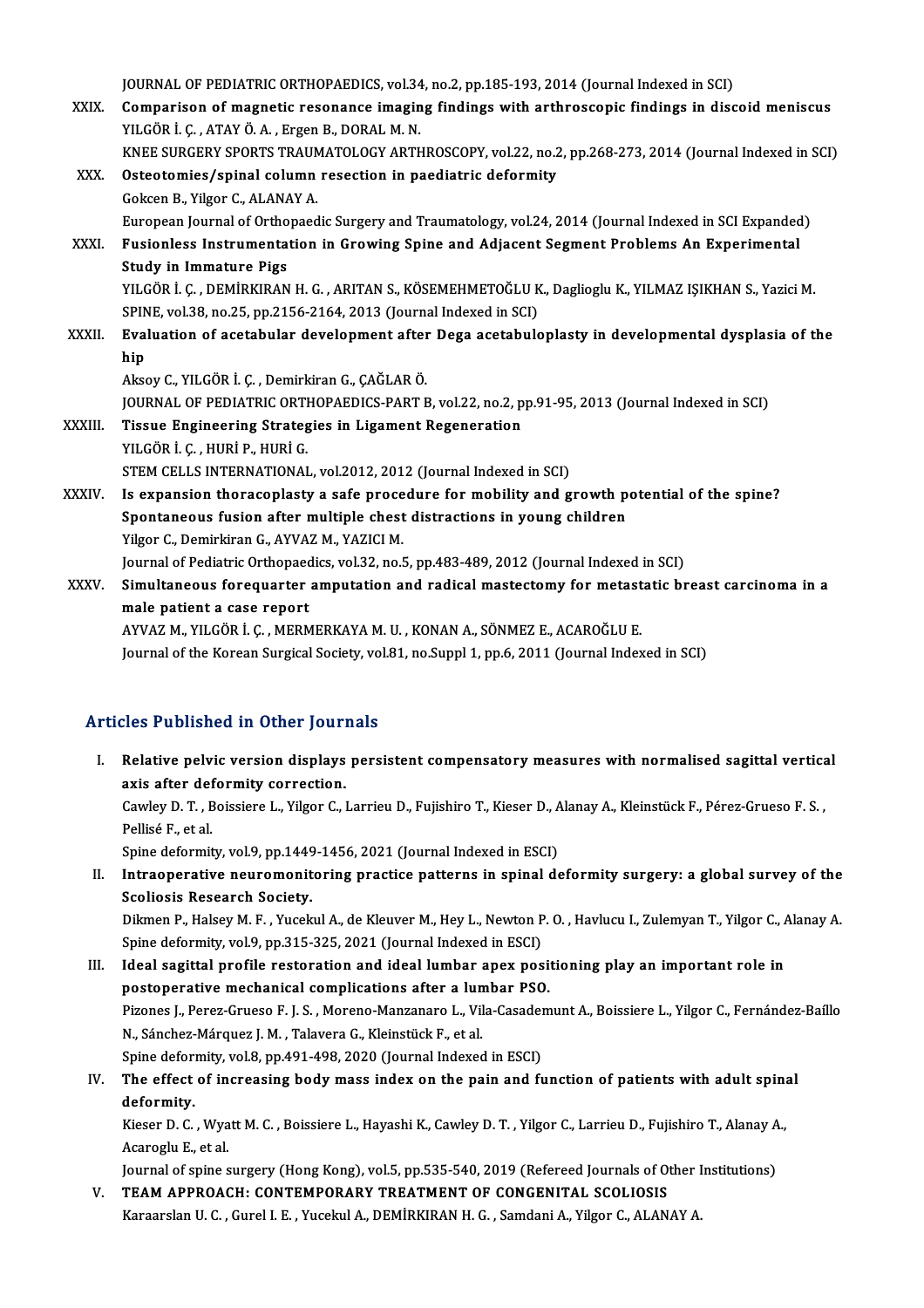JOURNAL OF PEDIATRIC ORTHOPAEDICS, vol.34, no.2, pp.185-193, 2014 (Journal Indexed in SCI)

XXIX. **Comparison of magnetic resonance imaging findings with arthroscopic findings in discoid meniscus**
YILGÖR İ. Ç. , ATAY Ö. A. , Ergen B., DORAL M. N.
KNEE SURGERY SPORTS TRAUMATOLOGY ARTHROSCOPY, vol.22, no.2, pp.268-273, 2014 (Journal Indexed in SCI)

XXX. **Osteotomies/spinal column resection in paediatric deformity**
Gokcen B., Yilgor C., ALANAY A.
European Journal of Orthopaedic Surgery and Traumatology, vol.24, 2014 (Journal Indexed in SCI Expanded)

XXXI. **Fusionless Instrumentation in Growing Spine and Adjacent Segment Problems An Experimental Study in Immature Pigs**
YILGÖR İ. Ç. , DEMİRKIRAN H. G. , ARITAN S., KÖSEMEHMETOĞLU K., Daglioglu K., YILMAZ IŞIKHAN S., Yazici M.
SPINE, vol.38, no.25, pp.2156-2164, 2013 (Journal Indexed in SCI)

XXXII. **Evaluation of acetabular development after Dega acetabuloplasty in developmental dysplasia of the hip**
Aksoy C., YILGÖR İ. Ç. , Demirkiran G., ÇAĞLAR Ö.
JOURNAL OF PEDIATRIC ORTHOPAEDICS-PART B, vol.22, no.2, pp.91-95, 2013 (Journal Indexed in SCI)

XXXIII. **Tissue Engineering Strategies in Ligament Regeneration**
YILGÖR İ. Ç. , HURİ P., HURİ G.
STEM CELLS INTERNATIONAL, vol.2012, 2012 (Journal Indexed in SCI)

XXXIV. **Is expansion thoracoplasty a safe procedure for mobility and growth potential of the spine? Spontaneous fusion after multiple chest distractions in young children**
Yilgor C., Demirkiran G., AYVAZ M., YAZICI M.
Journal of Pediatric Orthopaedics, vol.32, no.5, pp.483-489, 2012 (Journal Indexed in SCI)

XXXV. **Simultaneous forequarter amputation and radical mastectomy for metastatic breast carcinoma in a male patient a case report**
AYVAZ M., YILGÖR İ. Ç. , MERMERKAYA M. U. , KONAN A., SÖNMEZ E., ACAROĞLU E.
Journal of the Korean Surgical Society, vol.81, no.Suppl 1, pp.6, 2011 (Journal Indexed in SCI)

## Articles Published in Other Journals

I. **Relative pelvic version displays persistent compensatory measures with normalised sagittal vertical axis after deformity correction.**
Cawley D. T. , Boissiere L., Yilgor C., Larrieu D., Fujishiro T., Kieser D., Alanay A., Kleinstück F., Pérez-Grueso F. S. , Pellisé F., et al.
Spine deformity, vol.9, pp.1449-1456, 2021 (Journal Indexed in ESCI)

II. **Intraoperative neuromonitoring practice patterns in spinal deformity surgery: a global survey of the Scoliosis Research Society.**
Dikmen P., Halsey M. F. , Yucekul A., de Kleuver M., Hey L., Newton P. O. , Havlucu I., Zulemyan T., Yilgor C., Alanay A.
Spine deformity, vol.9, pp.315-325, 2021 (Journal Indexed in ESCI)

III. **Ideal sagittal profile restoration and ideal lumbar apex positioning play an important role in postoperative mechanical complications after a lumbar PSO.**
Pizones J., Perez-Grueso F. J. S. , Moreno-Manzanaro L., Vila-Casademunt A., Boissiere L., Yilgor C., Fernández-Baíllo N., Sánchez-Márquez J. M. , Talavera G., Kleinstück F., et al.
Spine deformity, vol.8, pp.491-498, 2020 (Journal Indexed in ESCI)

IV. **The effect of increasing body mass index on the pain and function of patients with adult spinal deformity.**
Kieser D. C. , Wyatt M. C. , Boissiere L., Hayashi K., Cawley D. T. , Yilgor C., Larrieu D., Fujishiro T., Alanay A., Acaroglu E., et al.
Journal of spine surgery (Hong Kong), vol.5, pp.535-540, 2019 (Refereed Journals of Other Institutions)

V. **TEAM APPROACH: CONTEMPORARY TREATMENT OF CONGENITAL SCOLIOSIS**
Karaarslan U. C. , Gurel I. E. , Yucekul A., DEMİRKIRAN H. G. , Samdani A., Yilgor C., ALANAY A.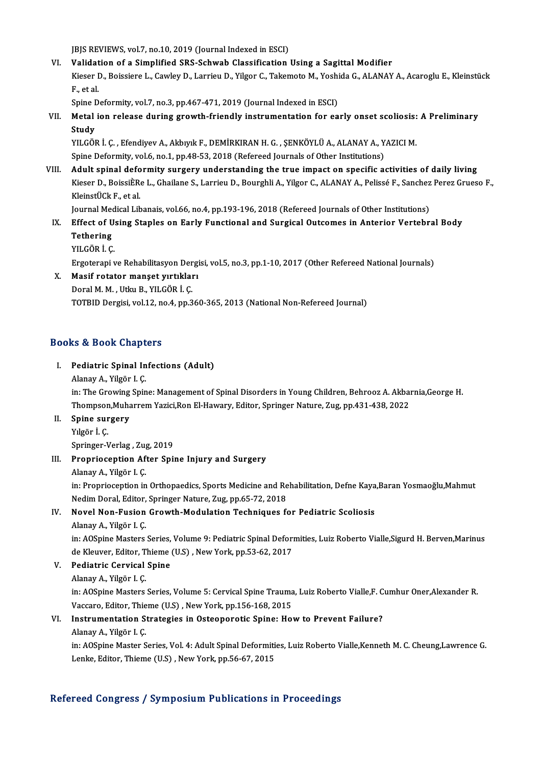JBJS REVIEWS, vol.7, no.10, 2019 (Journal Indexed in ESCI)

VI. **Validation of a Simplified SRS-Schwab Classification Using a Sagittal Modifier**
Kieser D., Boissiere L., Cawley D., Larrieu D., Yilgor C., Takemoto M., Yoshida G., ALANAY A., Acaroglu E., Kleinstück F., et al.
Spine Deformity, vol.7, no.3, pp.467-471, 2019 (Journal Indexed in ESCI)

VII. **Metal ion release during growth-friendly instrumentation for early onset scoliosis: A Preliminary Study**
YILGÖR İ. Ç. , Efendiyev A., Akbıyık F., DEMİRKIRAN H. G. , ŞENKÖYLÜ A., ALANAY A., YAZICI M.
Spine Deformity, vol.6, no.1, pp.48-53, 2018 (Refereed Journals of Other Institutions)

VIII. **Adult spinal deformity surgery understanding the true impact on specific activities of daily living**
Kieser D., BoissiÈRe L., Ghailane S., Larrieu D., Bourghli A., Yilgor C., ALANAY A., Pelissé F., Sanchez Perez Grueso F., KleinstÜCk F., et al.
Journal Medical Libanais, vol.66, no.4, pp.193-196, 2018 (Refereed Journals of Other Institutions)

IX. **Effect of Using Staples on Early Functional and Surgical Outcomes in Anterior Vertebral Body Tethering**
YILGÖR İ. Ç.
Ergoterapi ve Rehabilitasyon Dergisi, vol.5, no.3, pp.1-10, 2017 (Other Refereed National Journals)

X. **Masif rotator manşet yırtıkları**
Doral M. M. , Utku B., YILGÖR İ. Ç.
TOTBID Dergisi, vol.12, no.4, pp.360-365, 2013 (National Non-Refereed Journal)

## Books & Book Chapters

I. **Pediatric Spinal Infections (Adult)**
Alanay A., Yilgör I. Ç.
in: The Growing Spine: Management of Spinal Disorders in Young Children, Behrooz A. Akbarnia,George H. Thompson,Muharrem Yazici,Ron El-Hawary, Editor, Springer Nature, Zug, pp.431-438, 2022

II. **Spine surgery**
Yılgör İ. Ç.
Springer-Verlag , Zug, 2019

III. **Proprioception After Spine Injury and Surgery**
Alanay A., Yilgör I. Ç.
in: Proprioception in Orthopaedics, Sports Medicine and Rehabilitation, Defne Kaya,Baran Yosmaoğlu,Mahmut Nedim Doral, Editor, Springer Nature, Zug, pp.65-72, 2018

IV. **Novel Non-Fusion Growth-Modulation Techniques for Pediatric Scoliosis**
Alanay A., Yilgör I. Ç.
in: AOSpine Masters Series, Volume 9: Pediatric Spinal Deformities, Luiz Roberto Vialle,Sigurd H. Berven,Marinus de Kleuver, Editor, Thieme (U.S) , New York, pp.53-62, 2017

V. **Pediatric Cervical Spine**
Alanay A., Yilgör I. Ç.
in: AOSpine Masters Series, Volume 5: Cervical Spine Trauma, Luiz Roberto Vialle,F. Cumhur Oner,Alexander R. Vaccaro, Editor, Thieme (U.S) , New York, pp.156-168, 2015

VI. **Instrumentation Strategies in Osteoporotic Spine: How to Prevent Failure?**
Alanay A., Yilgör I. Ç.
in: AOSpine Master Series, Vol. 4: Adult Spinal Deformities, Luiz Roberto Vialle,Kenneth M. C. Cheung,Lawrence G. Lenke, Editor, Thieme (U.S) , New York, pp.56-67, 2015

## Refereed Congress / Symposium Publications in Proceedings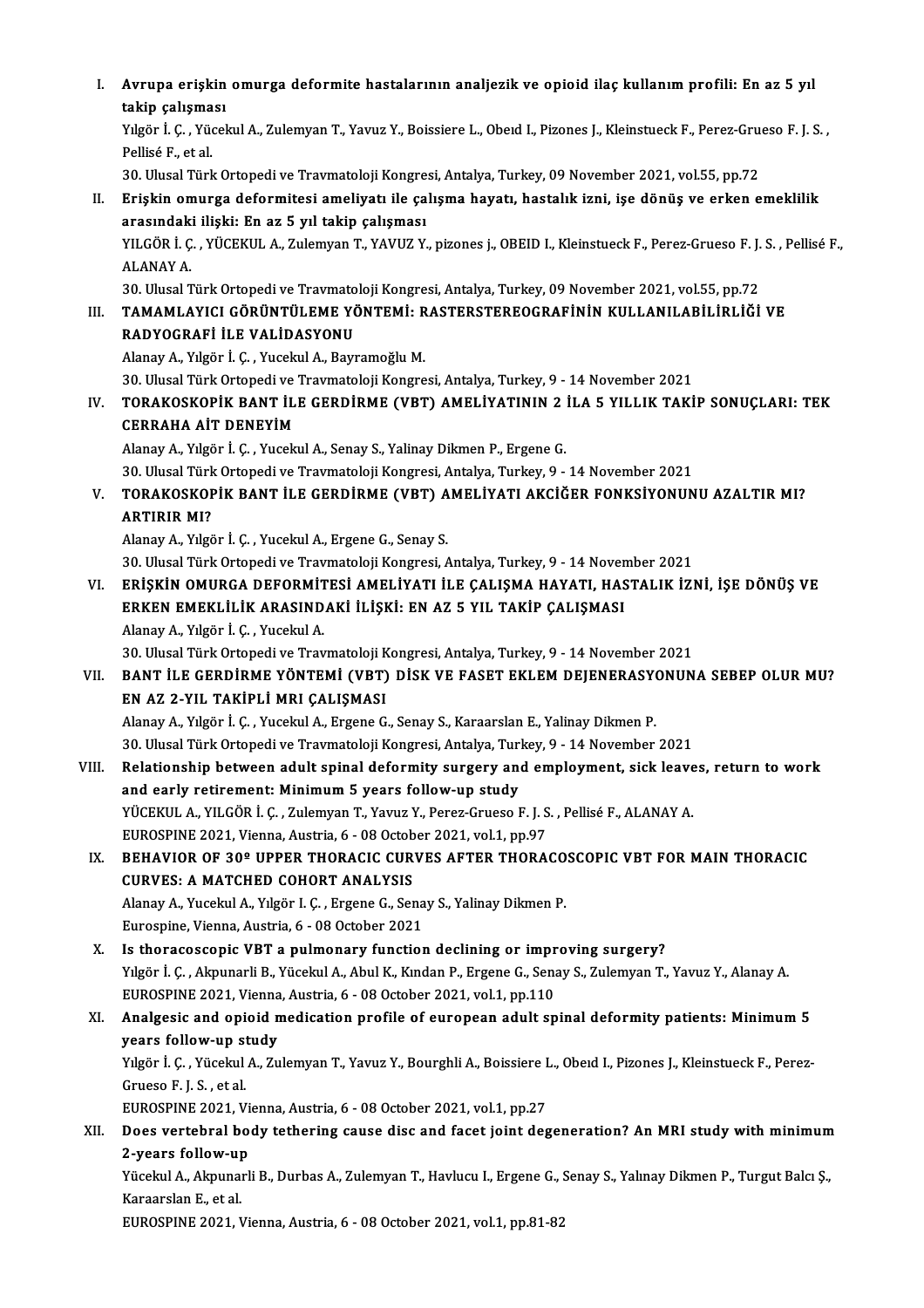I. **Avrupa erişkin omurga deformite hastalarının analjezik ve opioid ilaç kullanım profili: En az 5 yıl takip çalışması**
   Yılgör İ. Ç. , Yücekul A., Zulemyan T., Yavuz Y., Boissiere L., Obeıd I., Pizones J., Kleinstueck F., Perez-Grueso F. J. S. , Pellisé F., et al.
   30. Ulusal Türk Ortopedi ve Travmatoloji Kongresi, Antalya, Turkey, 09 November 2021, vol.55, pp.72

II. **Erişkin omurga deformitesi ameliyatı ile çalışma hayatı, hastalık izni, işe dönüş ve erken emeklilik arasındaki ilişki: En az 5 yıl takip çalışması**
   YILGÖR İ. Ç. , YÜCEKUL A., Zulemyan T., YAVUZ Y., pizones j., OBEID I., Kleinstueck F., Perez-Grueso F. J. S. , Pellisé F., ALANAY A.
   30. Ulusal Türk Ortopedi ve Travmatoloji Kongresi, Antalya, Turkey, 09 November 2021, vol.55, pp.72

III. **TAMAMLAYICI GÖRÜNTÜLEME YÖNTEMİ: RASTERSTEREOGRAFİNİN KULLANILABİLİRLİĞİ VE RADYOGRAFİ İLE VALİDASYONU**
   Alanay A., Yılgör İ. Ç. , Yucekul A., Bayramoğlu M.
   30. Ulusal Türk Ortopedi ve Travmatoloji Kongresi, Antalya, Turkey, 9 - 14 November 2021

IV. **TORAKOSKOPİK BANT İLE GERDİRME (VBT) AMELİYATININ 2 İLA 5 YILLIK TAKİP SONUÇLARI: TEK CERRAHA AİT DENEYİM**
   Alanay A., Yılgör İ. Ç. , Yucekul A., Senay S., Yalinay Dikmen P., Ergene G.
   30. Ulusal Türk Ortopedi ve Travmatoloji Kongresi, Antalya, Turkey, 9 - 14 November 2021

V. **TORAKOSKOPİK BANT İLE GERDİRME (VBT) AMELİYATI AKCİĞER FONKSİYONUNU AZALTIR MI? ARTIRIR MI?**
   Alanay A., Yılgör İ. Ç. , Yucekul A., Ergene G., Senay S.
   30. Ulusal Türk Ortopedi ve Travmatoloji Kongresi, Antalya, Turkey, 9 - 14 November 2021

VI. **ERİŞKİN OMURGA DEFORMİTESİ AMELİYATI İLE ÇALIŞMA HAYATI, HASTALIK İZNİ, İŞE DÖNÜŞ VE ERKEN EMEKLİLİK ARASINDAKİ İLİŞKİ: EN AZ 5 YIL TAKİP ÇALIŞMASI**
   Alanay A., Yılgör İ. Ç. , Yucekul A.
   30. Ulusal Türk Ortopedi ve Travmatoloji Kongresi, Antalya, Turkey, 9 - 14 November 2021

VII. **BANT İLE GERDİRME YÖNTEMİ (VBT) DİSK VE FASET EKLEM DEJENERASYONUNA SEBEP OLUR MU? EN AZ 2-YIL TAKİPLİ MRI ÇALIŞMASI**
   Alanay A., Yılgör İ. Ç. , Yucekul A., Ergene G., Senay S., Karaarslan E., Yalinay Dikmen P.
   30. Ulusal Türk Ortopedi ve Travmatoloji Kongresi, Antalya, Turkey, 9 - 14 November 2021

VIII. **Relationship between adult spinal deformity surgery and employment, sick leaves, return to work and early retirement: Minimum 5 years follow-up study**
   YÜCEKUL A., YILGÖR İ. Ç. , Zulemyan T., Yavuz Y., Perez-Grueso F. J. S. , Pellisé F., ALANAY A.
   EUROSPINE 2021, Vienna, Austria, 6 - 08 October 2021, vol.1, pp.97

IX. **BEHAVIOR OF 30º UPPER THORACIC CURVES AFTER THORACOSCOPIC VBT FOR MAIN THORACIC CURVES: A MATCHED COHORT ANALYSIS**
   Alanay A., Yucekul A., Yılgör I. Ç. , Ergene G., Senay S., Yalinay Dikmen P.
   Eurospine, Vienna, Austria, 6 - 08 October 2021

X. **Is thoracoscopic VBT a pulmonary function declining or improving surgery?**
   Yılgör İ. Ç. , Akpunarli B., Yücekul A., Abul K., Kından P., Ergene G., Senay S., Zulemyan T., Yavuz Y., Alanay A.
   EUROSPINE 2021, Vienna, Austria, 6 - 08 October 2021, vol.1, pp.110

XI. **Analgesic and opioid medication profile of european adult spinal deformity patients: Minimum 5 years follow-up study**
   Yılgör İ. Ç. , Yücekul A., Zulemyan T., Yavuz Y., Bourghli A., Boissiere L., Obeıd I., Pizones J., Kleinstueck F., Perez-Grueso F. J. S. , et al.
   EUROSPINE 2021, Vienna, Austria, 6 - 08 October 2021, vol.1, pp.27

XII. **Does vertebral body tethering cause disc and facet joint degeneration? An MRI study with minimum 2-years follow-up**
   Yücekul A., Akpunarli B., Durbas A., Zulemyan T., Havlucu I., Ergene G., Senay S., Yalınay Dikmen P., Turgut Balcı Ş., Karaarslan E., et al.
   EUROSPINE 2021, Vienna, Austria, 6 - 08 October 2021, vol.1, pp.81-82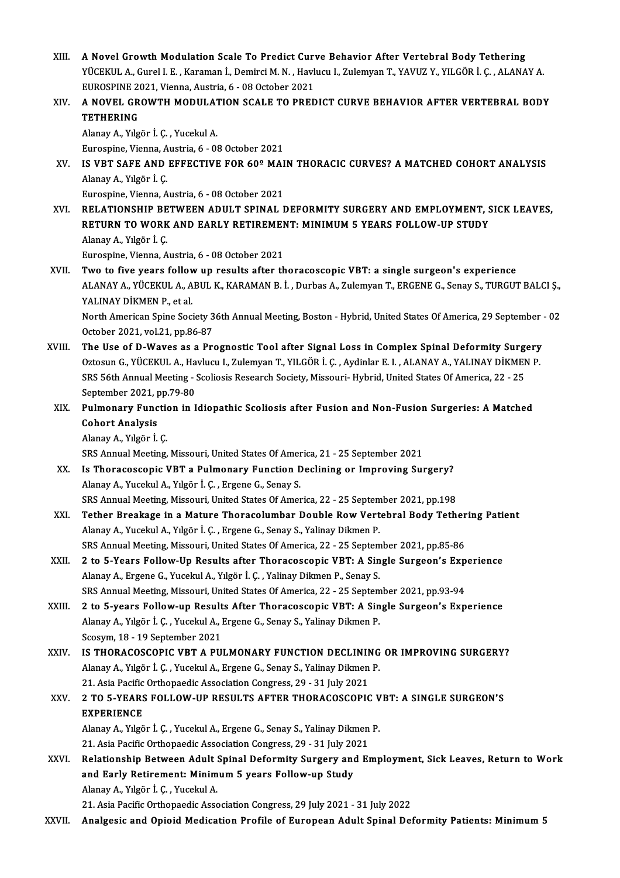XIII. **A Novel Growth Modulation Scale To Predict Curve Behavior After Vertebral Body Tethering**
YÜCEKUL A., Gurel I. E. , Karaman İ., Demirci M. N. , Havlucu I., Zulemyan T., YAVUZ Y., YILGÖR İ. Ç. , ALANAY A.
EUROSPINE 2021, Vienna, Austria, 6 - 08 October 2021

XIV. **A NOVEL GROWTH MODULATION SCALE TO PREDICT CURVE BEHAVIOR AFTER VERTEBRAL BODY TETHERING**
Alanay A., Yılgör İ. Ç. , Yucekul A.
Eurospine, Vienna, Austria, 6 - 08 October 2021

XV. **IS VBT SAFE AND EFFECTIVE FOR 60º MAIN THORACIC CURVES? A MATCHED COHORT ANALYSIS**
Alanay A., Yılgör İ. Ç.
Eurospine, Vienna, Austria, 6 - 08 October 2021

XVI. **RELATIONSHIP BETWEEN ADULT SPINAL DEFORMITY SURGERY AND EMPLOYMENT, SICK LEAVES, RETURN TO WORK AND EARLY RETIREMENT: MINIMUM 5 YEARS FOLLOW-UP STUDY**
Alanay A., Yılgör İ. Ç.
Eurospine, Vienna, Austria, 6 - 08 October 2021

XVII. **Two to five years follow up results after thoracoscopic VBT: a single surgeon's experience**
ALANAY A., YÜCEKUL A., ABUL K., KARAMAN B. İ. , Durbas A., Zulemyan T., ERGENE G., Senay S., TURGUT BALCI Ş., YALINAY DİKMEN P., et al.
North American Spine Society 36th Annual Meeting, Boston - Hybrid, United States Of America, 29 September - 02 October 2021, vol.21, pp.86-87

XVIII. **The Use of D-Waves as a Prognostic Tool after Signal Loss in Complex Spinal Deformity Surgery**
Oztosun G., YÜCEKUL A., Havlucu I., Zulemyan T., YILGÖR İ. Ç. , Aydinlar E. I. , ALANAY A., YALINAY DİKMEN P.
SRS 56th Annual Meeting - Scoliosis Research Society, Missouri- Hybrid, United States Of America, 22 - 25 September 2021, pp.79-80

XIX. **Pulmonary Function in Idiopathic Scoliosis after Fusion and Non-Fusion Surgeries: A Matched Cohort Analysis**
Alanay A., Yılgör İ. Ç.
SRS Annual Meeting, Missouri, United States Of America, 21 - 25 September 2021

XX. **Is Thoracoscopic VBT a Pulmonary Function Declining or Improving Surgery?**
Alanay A., Yucekul A., Yılgör İ. Ç. , Ergene G., Senay S.
SRS Annual Meeting, Missouri, United States Of America, 22 - 25 September 2021, pp.198

XXI. **Tether Breakage in a Mature Thoracolumbar Double Row Vertebral Body Tethering Patient**
Alanay A., Yucekul A., Yılgör İ. Ç. , Ergene G., Senay S., Yalinay Dikmen P.
SRS Annual Meeting, Missouri, United States Of America, 22 - 25 September 2021, pp.85-86

XXII. **2 to 5-Years Follow-Up Results after Thoracoscopic VBT: A Single Surgeon's Experience**
Alanay A., Ergene G., Yucekul A., Yılgör İ. Ç. , Yalinay Dikmen P., Senay S.
SRS Annual Meeting, Missouri, United States Of America, 22 - 25 September 2021, pp.93-94

XXIII. **2 to 5-years Follow-up Results After Thoracoscopic VBT: A Single Surgeon's Experience**
Alanay A., Yılgör İ. Ç. , Yucekul A., Ergene G., Senay S., Yalinay Dikmen P.
Scosym, 18 - 19 September 2021

XXIV. **IS THORACOSCOPIC VBT A PULMONARY FUNCTION DECLINING OR IMPROVING SURGERY?**
Alanay A., Yılgör İ. Ç. , Yucekul A., Ergene G., Senay S., Yalinay Dikmen P.
21. Asia Pacific Orthopaedic Association Congress, 29 - 31 July 2021

XXV. **2 TO 5-YEARS FOLLOW-UP RESULTS AFTER THORACOSCOPIC VBT: A SINGLE SURGEON'S EXPERIENCE**
Alanay A., Yılgör İ. Ç. , Yucekul A., Ergene G., Senay S., Yalinay Dikmen P.
21. Asia Pacific Orthopaedic Association Congress, 29 - 31 July 2021

XXVI. **Relationship Between Adult Spinal Deformity Surgery and Employment, Sick Leaves, Return to Work and Early Retirement: Minimum 5 years Follow-up Study**
Alanay A., Yılgör İ. Ç. , Yucekul A.
21. Asia Pacific Orthopaedic Association Congress, 29 July 2021 - 31 July 2022

XXVII. **Analgesic and Opioid Medication Profile of European Adult Spinal Deformity Patients: Minimum 5**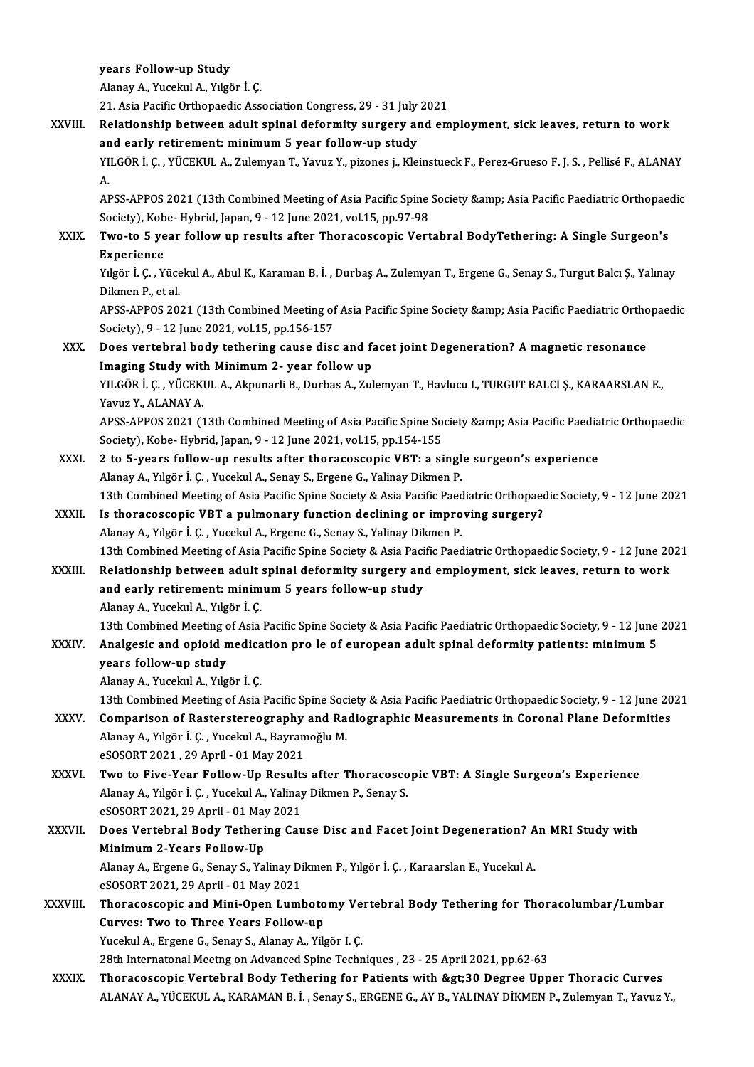years Follow-up Study
Alanay A., Yucekul A., Yılgör İ. Ç.
21. Asia Pacific Orthopaedic Association Congress, 29 - 31 July 2021

XXVIII. **Relationship between adult spinal deformity surgery and employment, sick leaves, return to work and early retirement: minimum 5 year follow-up study**
YILGÖR İ. Ç. , YÜCEKUL A., Zulemyan T., Yavuz Y., pizones j., Kleinstueck F., Perez-Grueso F. J. S. , Pellisé F., ALANAY A.
APSS-APPOS 2021 (13th Combined Meeting of Asia Pacific Spine Society &amp; Asia Pacific Paediatric Orthopaedic Society), Kobe- Hybrid, Japan, 9 - 12 June 2021, vol.15, pp.97-98

XXIX. **Two-to 5 year follow up results after Thoracoscopic Vertabral BodyTethering: A Single Surgeon's Experience**
Yılgör İ. Ç. , Yücekul A., Abul K., Karaman B. İ. , Durbaş A., Zulemyan T., Ergene G., Senay S., Turgut Balcı Ş., Yalınay Dikmen P., et al.
APSS-APPOS 2021 (13th Combined Meeting of Asia Pacific Spine Society &amp; Asia Pacific Paediatric Orthopaedic Society), 9 - 12 June 2021, vol.15, pp.156-157

XXX. **Does vertebral body tethering cause disc and facet joint Degeneration? A magnetic resonance Imaging Study with Minimum 2- year follow up**
YILGÖR İ. Ç. , YÜCEKUL A., Akpunarli B., Durbas A., Zulemyan T., Havlucu I., TURGUT BALCI Ş., KARAARSLAN E., Yavuz Y., ALANAY A.
APSS-APPOS 2021 (13th Combined Meeting of Asia Pacific Spine Society &amp; Asia Pacific Paediatric Orthopaedic Society), Kobe- Hybrid, Japan, 9 - 12 June 2021, vol.15, pp.154-155

XXXI. **2 to 5-years follow-up results after thoracoscopic VBT: a single surgeon's experience**
Alanay A., Yılgör İ. Ç. , Yucekul A., Senay S., Ergene G., Yalinay Dikmen P.
13th Combined Meeting of Asia Pacific Spine Society & Asia Pacific Paediatric Orthopaedic Society, 9 - 12 June 2021

XXXII. **Is thoracoscopic VBT a pulmonary function declining or improving surgery?**
Alanay A., Yılgör İ. Ç. , Yucekul A., Ergene G., Senay S., Yalinay Dikmen P.
13th Combined Meeting of Asia Pacific Spine Society & Asia Pacific Paediatric Orthopaedic Society, 9 - 12 June 2021

XXXIII. **Relationship between adult spinal deformity surgery and employment, sick leaves, return to work and early retirement: minimum 5 years follow-up study**
Alanay A., Yucekul A., Yılgör İ. Ç.
13th Combined Meeting of Asia Pacific Spine Society & Asia Pacific Paediatric Orthopaedic Society, 9 - 12 June 2021

XXXIV. **Analgesic and opioid medication pro le of european adult spinal deformity patients: minimum 5 years follow-up study**
Alanay A., Yucekul A., Yılgör İ. Ç.
13th Combined Meeting of Asia Pacific Spine Society & Asia Pacific Paediatric Orthopaedic Society, 9 - 12 June 2021

XXXV. **Comparison of Rasterstereography and Radiographic Measurements in Coronal Plane Deformities**
Alanay A., Yılgör İ. Ç. , Yucekul A., Bayramoğlu M.
eSOSORT 2021 , 29 April - 01 May 2021

XXXVI. **Two to Five-Year Follow-Up Results after Thoracoscopic VBT: A Single Surgeon's Experience**
Alanay A., Yılgör İ. Ç. , Yucekul A., Yalinay Dikmen P., Senay S.
eSOSORT 2021, 29 April - 01 May 2021

XXXVII. **Does Vertebral Body Tethering Cause Disc and Facet Joint Degeneration? An MRI Study with Minimum 2-Years Follow-Up**
Alanay A., Ergene G., Senay S., Yalinay Dikmen P., Yılgör İ. Ç. , Karaarslan E., Yucekul A.
eSOSORT 2021, 29 April - 01 May 2021

XXXVIII. **Thoracoscopic and Mini-Open Lumbotomy Vertebral Body Tethering for Thoracolumbar/Lumbar Curves: Two to Three Years Follow-up**
Yucekul A., Ergene G., Senay S., Alanay A., Yilgör I. Ç.
28th Internatonal Meetng on Advanced Spine Techniques , 23 - 25 April 2021, pp.62-63

XXXIX. **Thoracoscopic Vertebral Body Tethering for Patients with &gt;30 Degree Upper Thoracic Curves**
ALANAY A., YÜCEKUL A., KARAMAN B. İ. , Senay S., ERGENE G., AY B., YALINAY DİKMEN P., Zulemyan T., Yavuz Y.,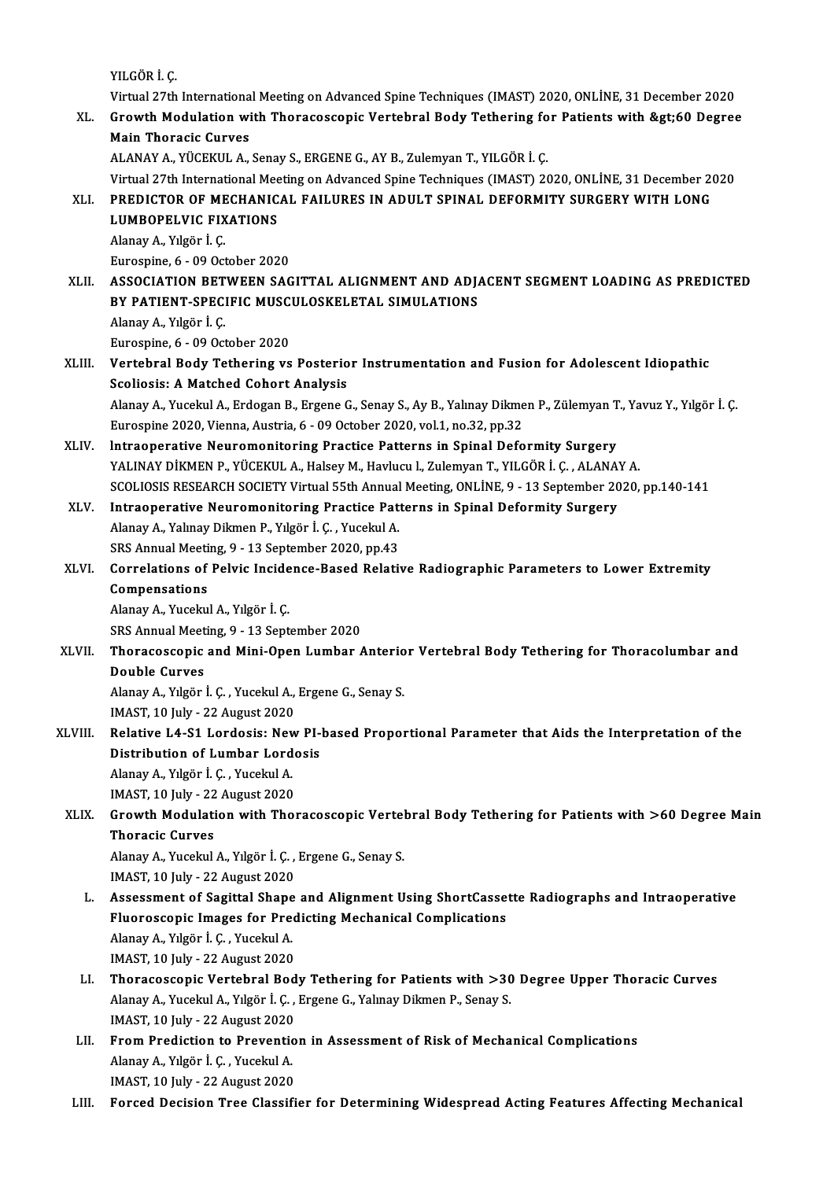YILGÖR İ. Ç.

Virtual 27th International Meeting on Advanced Spine Techniques (IMAST) 2020, ONLİNE, 31 December 2020

XL. **Growth Modulation with Thoracoscopic Vertebral Body Tethering for Patients with &gt;60 Degree Main Thoracic Curves**
ALANAY A., YÜCEKUL A., Senay S., ERGENE G., AY B., Zulemyan T., YILGÖR İ. Ç.
Virtual 27th International Meeting on Advanced Spine Techniques (IMAST) 2020, ONLİNE, 31 December 2020

XLI. **PREDICTOR OF MECHANICAL FAILURES IN ADULT SPINAL DEFORMITY SURGERY WITH LONG LUMBOPELVIC FIXATIONS**
Alanay A., Yılgör İ. Ç.
Eurospine, 6 - 09 October 2020

XLII. **ASSOCIATION BETWEEN SAGITTAL ALIGNMENT AND ADJACENT SEGMENT LOADING AS PREDICTED BY PATIENT-SPECIFIC MUSCULOSKELETAL SIMULATIONS**
Alanay A., Yılgör İ. Ç.
Eurospine, 6 - 09 October 2020

XLIII. **Vertebral Body Tethering vs Posterior Instrumentation and Fusion for Adolescent Idiopathic Scoliosis: A Matched Cohort Analysis**
Alanay A., Yucekul A., Erdogan B., Ergene G., Senay S., Ay B., Yalınay Dikmen P., Zülemyan T., Yavuz Y., Yılgör İ. Ç.
Eurospine 2020, Vienna, Austria, 6 - 09 October 2020, vol.1, no.32, pp.32

XLIV. **Intraoperative Neuromonitoring Practice Patterns in Spinal Deformity Surgery**
YALINAY DİKMEN P., YÜCEKUL A., Halsey M., Havlucu I., Zulemyan T., YILGÖR İ. Ç. , ALANAY A.
SCOLIOSIS RESEARCH SOCIETY Virtual 55th Annual Meeting, ONLİNE, 9 - 13 September 2020, pp.140-141

XLV. **Intraoperative Neuromonitoring Practice Patterns in Spinal Deformity Surgery**
Alanay A., Yalınay Dikmen P., Yılgör İ. Ç. , Yucekul A.
SRS Annual Meeting, 9 - 13 September 2020, pp.43

XLVI. **Correlations of Pelvic Incidence-Based Relative Radiographic Parameters to Lower Extremity Compensations**
Alanay A., Yucekul A., Yılgör İ. Ç.
SRS Annual Meeting, 9 - 13 September 2020

XLVII. **Thoracoscopic and Mini-Open Lumbar Anterior Vertebral Body Tethering for Thoracolumbar and Double Curves**
Alanay A., Yılgör İ. Ç. , Yucekul A., Ergene G., Senay S.
IMAST, 10 July - 22 August 2020

XLVIII. **Relative L4-S1 Lordosis: New PI-based Proportional Parameter that Aids the Interpretation of the Distribution of Lumbar Lordosis**
Alanay A., Yılgör İ. Ç. , Yucekul A.
IMAST, 10 July - 22 August 2020

XLIX. **Growth Modulation with Thoracoscopic Vertebral Body Tethering for Patients with >60 Degree Main Thoracic Curves**
Alanay A., Yucekul A., Yılgör İ. Ç. , Ergene G., Senay S.
IMAST, 10 July - 22 August 2020

L. **Assessment of Sagittal Shape and Alignment Using ShortCassette Radiographs and Intraoperative Fluoroscopic Images for Predicting Mechanical Complications**
Alanay A., Yılgör İ. Ç. , Yucekul A.
IMAST, 10 July - 22 August 2020

LI. **Thoracoscopic Vertebral Body Tethering for Patients with >30 Degree Upper Thoracic Curves**
Alanay A., Yucekul A., Yılgör İ. Ç. , Ergene G., Yalınay Dikmen P., Senay S.
IMAST, 10 July - 22 August 2020

LII. **From Prediction to Prevention in Assessment of Risk of Mechanical Complications**
Alanay A., Yılgör İ. Ç. , Yucekul A.
IMAST, 10 July - 22 August 2020

LIII. **Forced Decision Tree Classifier for Determining Widespread Acting Features Affecting Mechanical**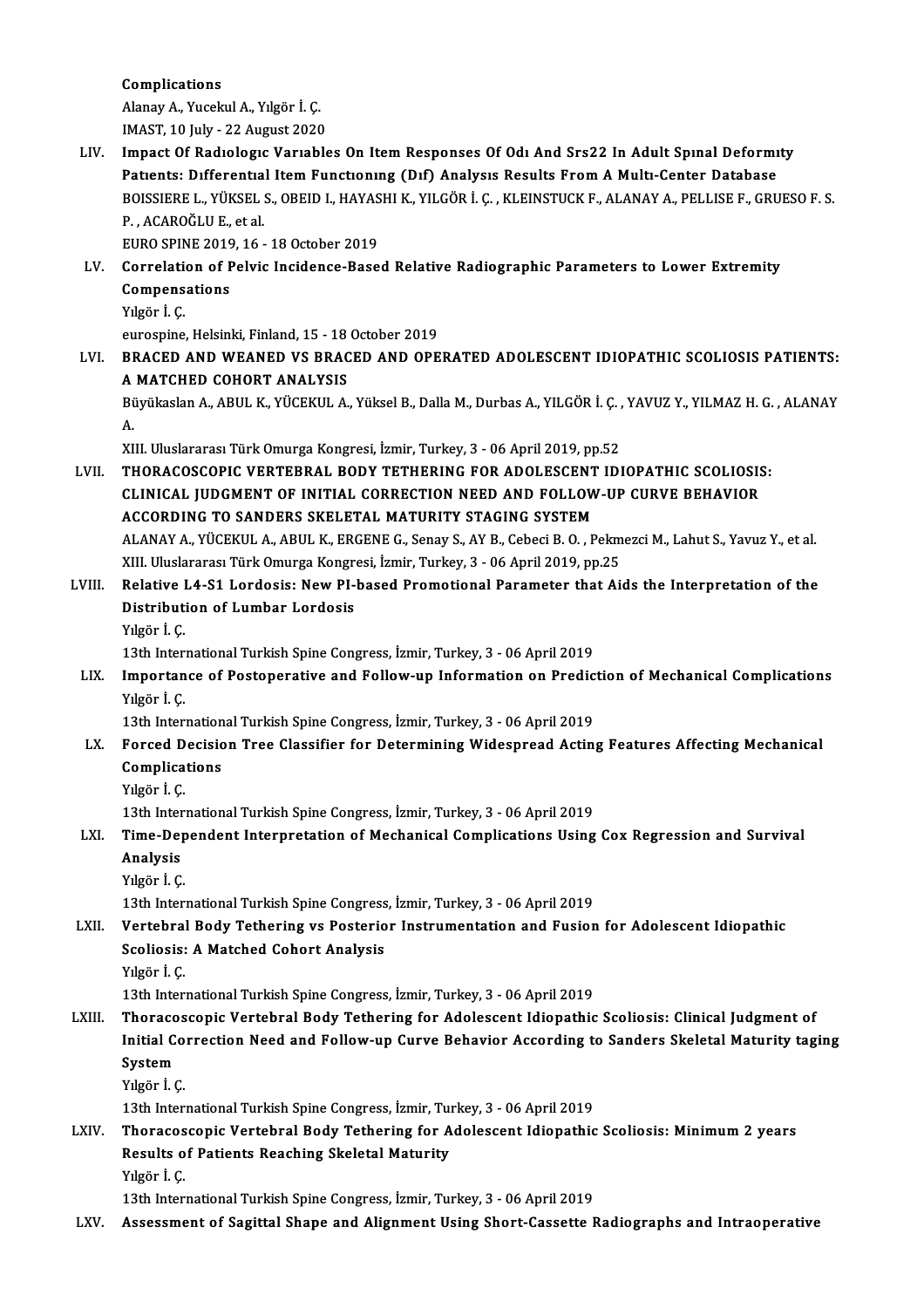Complications
Alanay A., Yucekul A., Yılgör İ. Ç.
IMAST, 10 July - 22 August 2020

LIV. **Impact Of Radıologıc Varıables On Item Responses Of Odı And Srs22 In Adult Spınal Deformıty Patıents: Dıfferentıal Item Functıonıng (Dıf) Analysıs Results From A Multı-Center Database**
BOISSIERE L., YÜKSEL S., OBEID I., HAYASHI K., YILGÖR İ. Ç. , KLEINSTUCK F., ALANAY A., PELLISE F., GRUESO F. S. P. , ACAROĞLU E., et al.
EURO SPINE 2019, 16 - 18 October 2019

LV. **Correlation of Pelvic Incidence-Based Relative Radiographic Parameters to Lower Extremity Compensations**
Yılgör İ. Ç.
eurospine, Helsinki, Finland, 15 - 18 October 2019

LVI. **BRACED AND WEANED VS BRACED AND OPERATED ADOLESCENT IDIOPATHIC SCOLIOSIS PATIENTS: A MATCHED COHORT ANALYSIS**
Büyükaslan A., ABUL K., YÜCEKUL A., Yüksel B., Dalla M., Durbas A., YILGÖR İ. Ç. , YAVUZ Y., YILMAZ H. G. , ALANAY A.
XIII. Uluslararası Türk Omurga Kongresi, İzmir, Turkey, 3 - 06 April 2019, pp.52

LVII. **THORACOSCOPIC VERTEBRAL BODY TETHERING FOR ADOLESCENT IDIOPATHIC SCOLIOSIS: CLINICAL JUDGMENT OF INITIAL CORRECTION NEED AND FOLLOW-UP CURVE BEHAVIOR ACCORDING TO SANDERS SKELETAL MATURITY STAGING SYSTEM**
ALANAY A., YÜCEKUL A., ABUL K., ERGENE G., Senay S., AY B., Cebeci B. O. , Pekmezci M., Lahut S., Yavuz Y., et al.
XIII. Uluslararası Türk Omurga Kongresi, İzmir, Turkey, 3 - 06 April 2019, pp.25

LVIII. **Relative L4-S1 Lordosis: New PI-based Promotional Parameter that Aids the Interpretation of the Distribution of Lumbar Lordosis**
Yılgör İ. Ç.
13th International Turkish Spine Congress, İzmir, Turkey, 3 - 06 April 2019

LIX. **Importance of Postoperative and Follow-up Information on Prediction of Mechanical Complications**
Yılgör İ. Ç.
13th International Turkish Spine Congress, İzmir, Turkey, 3 - 06 April 2019

LX. **Forced Decision Tree Classifier for Determining Widespread Acting Features Affecting Mechanical Complications**
Yılgör İ. Ç.
13th International Turkish Spine Congress, İzmir, Turkey, 3 - 06 April 2019

LXI. **Time-Dependent Interpretation of Mechanical Complications Using Cox Regression and Survival Analysis**
Yılgör İ. Ç.
13th International Turkish Spine Congress, İzmir, Turkey, 3 - 06 April 2019

LXII. **Vertebral Body Tethering vs Posterior Instrumentation and Fusion for Adolescent Idiopathic Scoliosis: A Matched Cohort Analysis**
Yılgör İ. Ç.
13th International Turkish Spine Congress, İzmir, Turkey, 3 - 06 April 2019

LXIII. **Thoracoscopic Vertebral Body Tethering for Adolescent Idiopathic Scoliosis: Clinical Judgment of Initial Correction Need and Follow-up Curve Behavior According to Sanders Skeletal Maturity taging System**
Yılgör İ. Ç.
13th International Turkish Spine Congress, İzmir, Turkey, 3 - 06 April 2019

LXIV. **Thoracoscopic Vertebral Body Tethering for Adolescent Idiopathic Scoliosis: Minimum 2 years Results of Patients Reaching Skeletal Maturity**
Yılgör İ. Ç.
13th International Turkish Spine Congress, İzmir, Turkey, 3 - 06 April 2019

LXV. **Assessment of Sagittal Shape and Alignment Using Short-Cassette Radiographs and Intraoperative**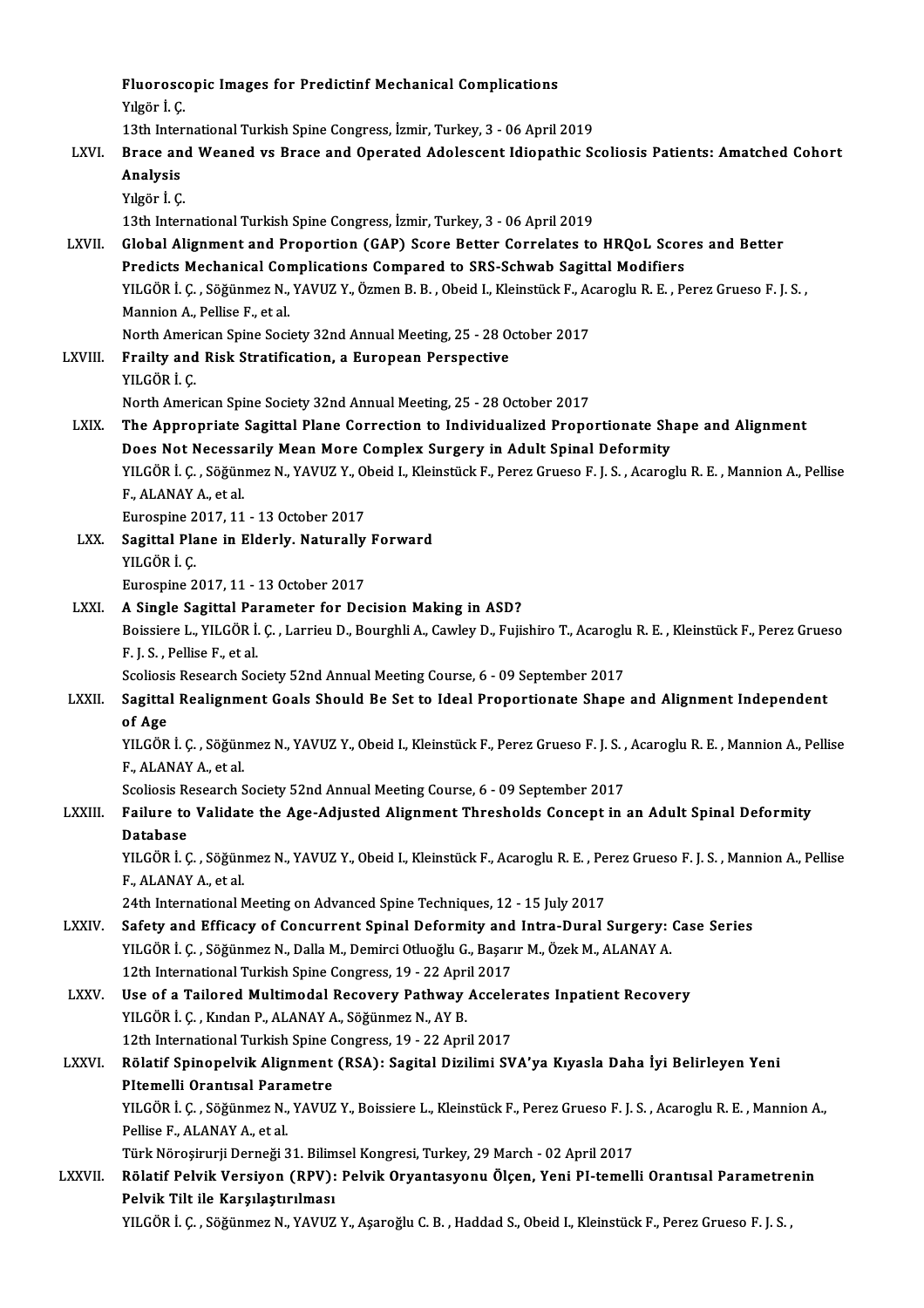Fluoroscopic Images for Predictinf Mechanical Complications
Yılgör İ. Ç.
13th International Turkish Spine Congress, İzmir, Turkey, 3 - 06 April 2019

LXVI. **Brace and Weaned vs Brace and Operated Adolescent Idiopathic Scoliosis Patients: Amatched Cohort Analysis**
Yılgör İ. Ç.
13th International Turkish Spine Congress, İzmir, Turkey, 3 - 06 April 2019

LXVII. **Global Alignment and Proportion (GAP) Score Better Correlates to HRQoL Scores and Better Predicts Mechanical Complications Compared to SRS-Schwab Sagittal Modifiers**
YILGÖR İ. Ç. , Söğünmez N., YAVUZ Y., Özmen B. B. , Obeid I., Kleinstück F., Acaroglu R. E. , Perez Grueso F. J. S. , Mannion A., Pellise F., et al.
North American Spine Society 32nd Annual Meeting, 25 - 28 October 2017

LXVIII. **Frailty and Risk Stratification, a European Perspective**
YILGÖR İ. Ç.
North American Spine Society 32nd Annual Meeting, 25 - 28 October 2017

LXIX. **The Appropriate Sagittal Plane Correction to Individualized Proportionate Shape and Alignment Does Not Necessarily Mean More Complex Surgery in Adult Spinal Deformity**
YILGÖR İ. Ç. , Söğünmez N., YAVUZ Y., Obeid I., Kleinstück F., Perez Grueso F. J. S. , Acaroglu R. E. , Mannion A., Pellise F., ALANAY A., et al.
Eurospine 2017, 11 - 13 October 2017

LXX. **Sagittal Plane in Elderly. Naturally Forward**
YILGÖR İ. Ç.
Eurospine 2017, 11 - 13 October 2017

LXXI. **A Single Sagittal Parameter for Decision Making in ASD?**
Boissiere L., YILGÖR İ. Ç. , Larrieu D., Bourghli A., Cawley D., Fujishiro T., Acaroglu R. E. , Kleinstück F., Perez Grueso F. J. S. , Pellise F., et al.
Scoliosis Research Society 52nd Annual Meeting Course, 6 - 09 September 2017

LXXII. **Sagittal Realignment Goals Should Be Set to Ideal Proportionate Shape and Alignment Independent of Age**
YILGÖR İ. Ç. , Söğünmez N., YAVUZ Y., Obeid I., Kleinstück F., Perez Grueso F. J. S. , Acaroglu R. E. , Mannion A., Pellise F., ALANAY A., et al.
Scoliosis Research Society 52nd Annual Meeting Course, 6 - 09 September 2017

LXXIII. **Failure to Validate the Age-Adjusted Alignment Thresholds Concept in an Adult Spinal Deformity Database**
YILGÖR İ. Ç. , Söğünmez N., YAVUZ Y., Obeid I., Kleinstück F., Acaroglu R. E. , Perez Grueso F. J. S. , Mannion A., Pellise F., ALANAY A., et al.
24th International Meeting on Advanced Spine Techniques, 12 - 15 July 2017

LXXIV. **Safety and Efficacy of Concurrent Spinal Deformity and Intra-Dural Surgery: Case Series**
YILGÖR İ. Ç. , Söğünmez N., Dalla M., Demirci Otluoğlu G., Başarır M., Özek M., ALANAY A.
12th International Turkish Spine Congress, 19 - 22 April 2017

LXXV. **Use of a Tailored Multimodal Recovery Pathway Accelerates Inpatient Recovery**
YILGÖR İ. Ç. , Kından P., ALANAY A., Söğünmez N., AY B.
12th International Turkish Spine Congress, 19 - 22 April 2017

LXXVI. **Rölatif Spinopelvik Alignment (RSA): Sagital Dizilimi SVA'ya Kıyasla Daha İyi Belirleyen Yeni PItemelli Orantısal Parametre**
YILGÖR İ. Ç. , Söğünmez N., YAVUZ Y., Boissiere L., Kleinstück F., Perez Grueso F. J. S. , Acaroglu R. E. , Mannion A., Pellise F., ALANAY A., et al.
Türk Nöroşirurji Derneği 31. Bilimsel Kongresi, Turkey, 29 March - 02 April 2017

LXXVII. **Rölatif Pelvik Versiyon (RPV): Pelvik Oryantasyonu Ölçen, Yeni PI-temelli Orantısal Parametrenin Pelvik Tilt ile Karşılaştırılması**
YILGÖR İ. Ç. , Söğünmez N., YAVUZ Y., Aşaroğlu C. B. , Haddad S., Obeid I., Kleinstück F., Perez Grueso F. J. S. ,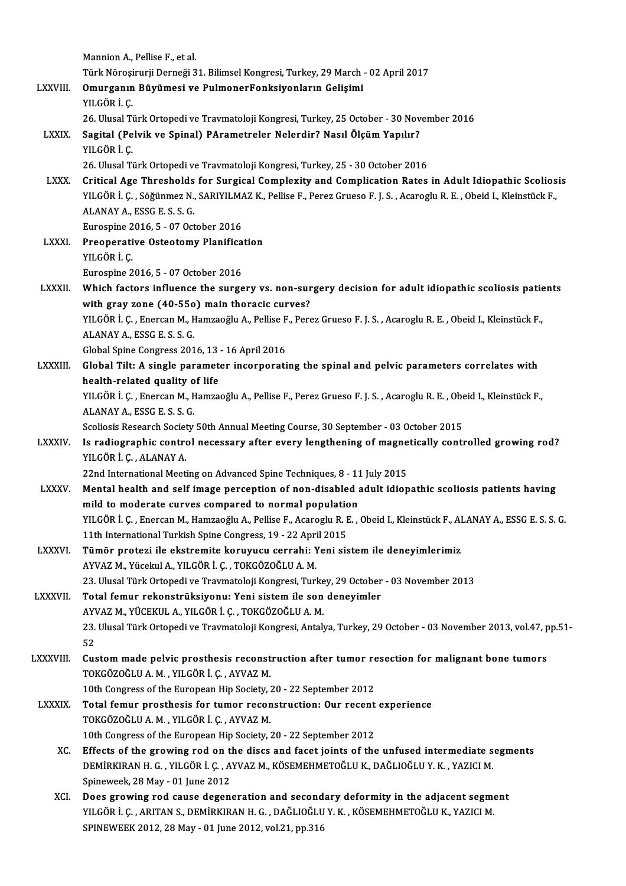Mannion A., Pellise F., et al.
Türk Nöroşirurji Derneği 31. Bilimsel Kongresi, Turkey, 29 March - 02 April 2017

LXXVIII. **Omurganın Büyümesi ve PulmonerFonksiyonların Gelişimi**
YILGÖR İ. Ç.
26. Ulusal Türk Ortopedi ve Travmatoloji Kongresi, Turkey, 25 October - 30 November 2016

LXXIX. **Sagital (Pelvik ve Spinal) PArametreler Nelerdir? Nasıl Ölçüm Yapılır?**
YILGÖR İ. Ç.
26. Ulusal Türk Ortopedi ve Travmatoloji Kongresi, Turkey, 25 - 30 October 2016

LXXX. **Critical Age Thresholds for Surgical Complexity and Complication Rates in Adult Idiopathic Scoliosis**
YILGÖR İ. Ç. , Söğünmez N., SARIYILMAZ K., Pellise F., Perez Grueso F. J. S. , Acaroglu R. E. , Obeid I., Kleinstück F., ALANAY A., ESSG E. S. S. G.
Eurospine 2016, 5 - 07 October 2016

LXXXI. **Preoperative Osteotomy Planification**
YILGÖR İ. Ç.
Eurospine 2016, 5 - 07 October 2016

LXXXII. **Which factors influence the surgery vs. non-surgery decision for adult idiopathic scoliosis patients with gray zone (40-55o) main thoracic curves?**
YILGÖR İ. Ç. , Enercan M., Hamzaoğlu A., Pellise F., Perez Grueso F. J. S. , Acaroglu R. E. , Obeid I., Kleinstück F., ALANAY A., ESSG E. S. S. G.
Global Spine Congress 2016, 13 - 16 April 2016

LXXXIII. **Global Tilt: A single parameter incorporating the spinal and pelvic parameters correlates with health-related quality of life**
YILGÖR İ. Ç. , Enercan M., Hamzaoğlu A., Pellise F., Perez Grueso F. J. S. , Acaroglu R. E. , Obeid I., Kleinstück F., ALANAY A., ESSG E. S. S. G.
Scoliosis Research Society 50th Annual Meeting Course, 30 September - 03 October 2015

LXXXIV. **Is radiographic control necessary after every lengthening of magnetically controlled growing rod?**
YILGÖR İ. Ç. , ALANAY A.
22nd International Meeting on Advanced Spine Techniques, 8 - 11 July 2015

LXXXV. **Mental health and self image perception of non-disabled adult idiopathic scoliosis patients having mild to moderate curves compared to normal population**
YILGÖR İ. Ç. , Enercan M., Hamzaoğlu A., Pellise F., Acaroglu R. E. , Obeid I., Kleinstück F., ALANAY A., ESSG E. S. S. G.
11th International Turkish Spine Congress, 19 - 22 April 2015

LXXXVI. **Tümör protezi ile ekstremite koruyucu cerrahi: Yeni sistem ile deneyimlerimiz**
AYVAZ M., Yücekul A., YILGÖR İ. Ç. , TOKGÖZOĞLU A. M.
23. Ulusal Türk Ortopedi ve Travmatoloji Kongresi, Turkey, 29 October - 03 November 2013

LXXXVII. **Total femur rekonstrüksiyonu: Yeni sistem ile son deneyimler**
AYVAZ M., YÜCEKUL A., YILGÖR İ. Ç. , TOKGÖZOĞLU A. M.
23. Ulusal Türk Ortopedi ve Travmatoloji Kongresi, Antalya, Turkey, 29 October - 03 November 2013, vol.47, pp.51-52

LXXXVIII. **Custom made pelvic prosthesis reconstruction after tumor resection for malignant bone tumors**
TOKGÖZOĞLU A. M. , YILGÖR İ. Ç. , AYVAZ M.
10th Congress of the European Hip Society, 20 - 22 September 2012

LXXXIX. **Total femur prosthesis for tumor reconstruction: Our recent experience**
TOKGÖZOĞLU A. M. , YILGÖR İ. Ç. , AYVAZ M.
10th Congress of the European Hip Society, 20 - 22 September 2012

XC. **Effects of the growing rod on the discs and facet joints of the unfused intermediate segments**
DEMİRKIRAN H. G. , YILGÖR İ. Ç. , AYVAZ M., KÖSEMEHMETOĞLU K., DAĞLIOĞLU Y. K. , YAZICI M.
Spineweek, 28 May - 01 June 2012

XCI. **Does growing rod cause degeneration and secondary deformity in the adjacent segment**
YILGÖR İ. Ç. , ARITAN S., DEMİRKIRAN H. G. , DAĞLIOĞLU Y. K. , KÖSEMEHMETOĞLU K., YAZICI M.
SPINEWEEK 2012, 28 May - 01 June 2012, vol.21, pp.316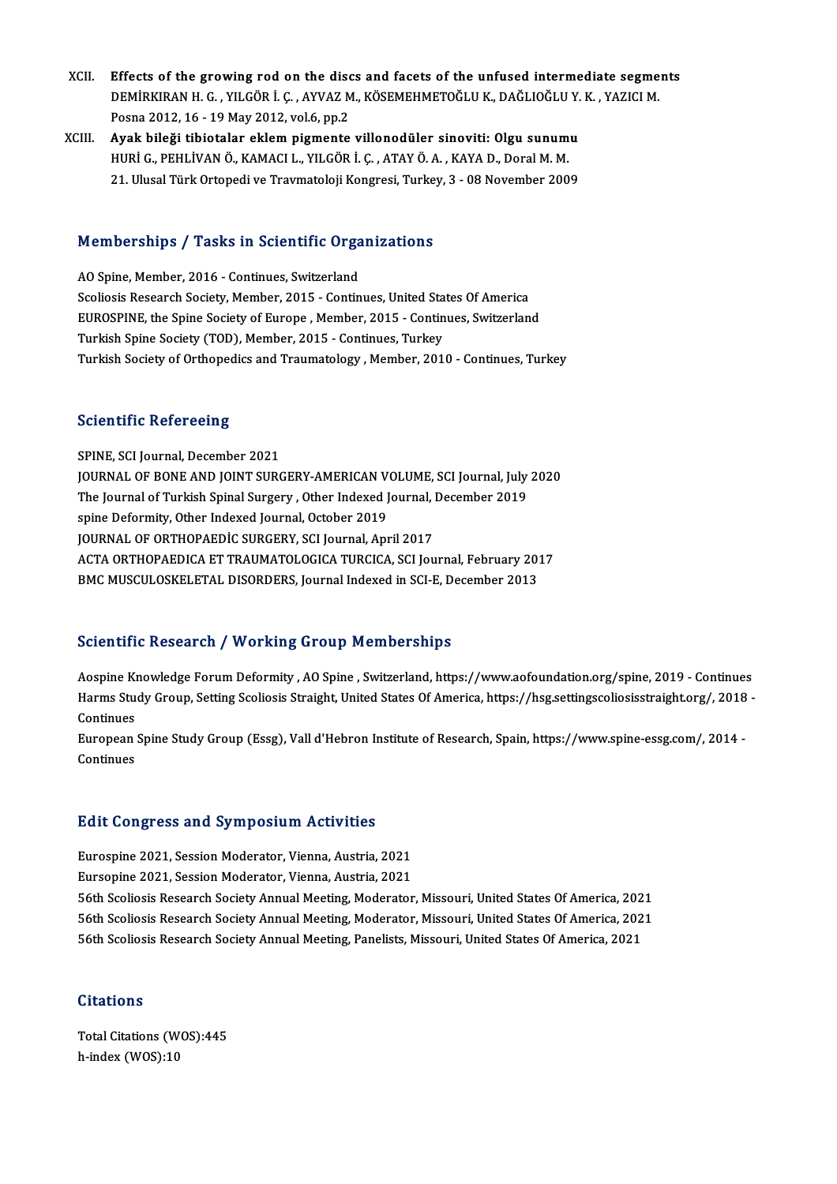XCII. **Effects of the growing rod on the discs and facets of the unfused intermediate segments**
DEMİRKIRAN H. G. , YILGÖR İ. Ç. , AYVAZ M., KÖSEMEHMETOĞLU K., DAĞLIOĞLU Y. K. , YAZICI M.
Posna 2012, 16 - 19 May 2012, vol.6, pp.2

XCIII. **Ayak bileği tibiotalar eklem pigmente villonodüler sinoviti: Olgu sunumu**
HURİ G., PEHLİVAN Ö., KAMACI L., YILGÖR İ. Ç. , ATAY Ö. A. , KAYA D., Doral M. M.
21. Ulusal Türk Ortopedi ve Travmatoloji Kongresi, Turkey, 3 - 08 November 2009

## Memberships / Tasks in Scientific Organizations

AO Spine, Member, 2016 - Continues, Switzerland
Scoliosis Research Society, Member, 2015 - Continues, United States Of America
EUROSPINE, the Spine Society of Europe , Member, 2015 - Continues, Switzerland
Turkish Spine Society (TOD), Member, 2015 - Continues, Turkey
Turkish Society of Orthopedics and Traumatology , Member, 2010 - Continues, Turkey

## Scientific Refereeing

SPINE, SCI Journal, December 2021
JOURNAL OF BONE AND JOINT SURGERY-AMERICAN VOLUME, SCI Journal, July 2020
The Journal of Turkish Spinal Surgery , Other Indexed Journal, December 2019
spine Deformity, Other Indexed Journal, October 2019
JOURNAL OF ORTHOPAEDİC SURGERY, SCI Journal, April 2017
ACTA ORTHOPAEDICA ET TRAUMATOLOGICA TURCICA, SCI Journal, February 2017
BMC MUSCULOSKELETAL DISORDERS, Journal Indexed in SCI-E, December 2013

## Scientific Research / Working Group Memberships

Aospine Knowledge Forum Deformity , AO Spine , Switzerland, https://www.aofoundation.org/spine, 2019 - Continues
Harms Study Group, Setting Scoliosis Straight, United States Of America, https://hsg.settingscoliosisstraight.org/, 2018 - Continues
European Spine Study Group (Essg), Vall d'Hebron Institute of Research, Spain, https://www.spine-essg.com/, 2014 - Continues

## Edit Congress and Symposium Activities

Eurospine 2021, Session Moderator, Vienna, Austria, 2021
Eursopine 2021, Session Moderator, Vienna, Austria, 2021
56th Scoliosis Research Society Annual Meeting, Moderator, Missouri, United States Of America, 2021
56th Scoliosis Research Society Annual Meeting, Moderator, Missouri, United States Of America, 2021
56th Scoliosis Research Society Annual Meeting, Panelists, Missouri, United States Of America, 2021

## Citations

Total Citations (WOS):445
h-index (WOS):10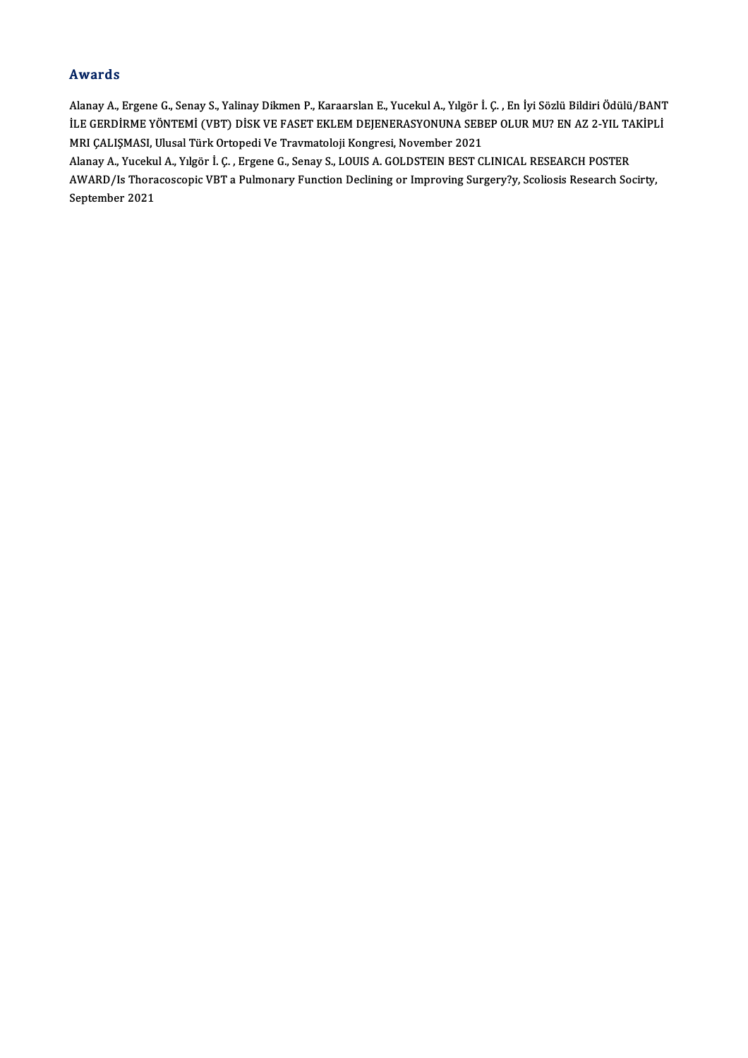## Awards

Alanay A., Ergene G., Senay S., Yalinay Dikmen P., Karaarslan E., Yucekul A., Yılgör İ. Ç. , En İyi Sözlü Bildiri Ödülü/BANT İLE GERDİRME YÖNTEMİ (VBT) DİSK VE FASET EKLEM DEJENERASYONUNA SEBEP OLUR MU? EN AZ 2-YIL TAKİPLİ MRI ÇALIŞMASI, Ulusal Türk Ortopedi Ve Travmatoloji Kongresi, November 2021

Alanay A., Yucekul A., Yılgör İ. Ç. , Ergene G., Senay S., LOUIS A. GOLDSTEIN BEST CLINICAL RESEARCH POSTER AWARD/Is Thoracoscopic VBT a Pulmonary Function Declining or Improving Surgery?y, Scoliosis Research Socirty, September 2021